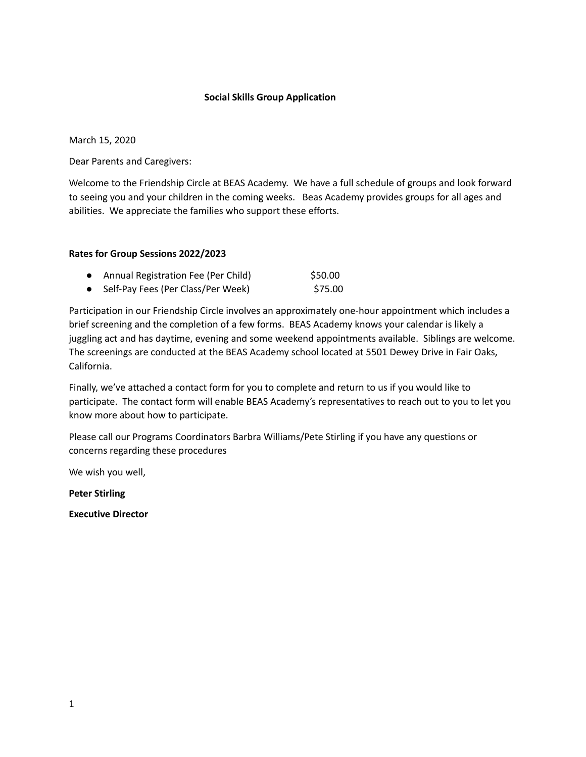**Social Skills Group Application**

March 15, 2020

Dear Parents and Caregivers:

Welcome to the Friendship Circle at BEAS Academy. We have a full schedule of groups and look forward to seeing you and your children in the coming weeks. Beas Academy provides groups for all ages and abilities. We appreciate the families who support these efforts.

**Rates for Group Sessions 2022/2023**

- Annual Registration Fee (Per Child) $50.00
- Self-Pay Fees (Per Class/Per Week) $75.00

Participation in our Friendship Circle involves an approximately one-hour appointment which includes a brief screening and the completion of a few forms. BEAS Academy knows your calendar is likely a juggling act and has daytime, evening and some weekend appointments available. Siblings are welcome. The screenings are conducted at the BEAS Academy school located at 5501 Dewey Drive in Fair Oaks, California.

Finally, we've attached a contact form for you to complete and return to us if you would like to participate. The contact form will enable BEAS Academy's representatives to reach out to you to let you know more about how to participate.

Please call our Programs Coordinators Barbra Williams/Pete Stirling if you have any questions or concerns regarding these procedures

We wish you well,

**Peter Stirling**

**Executive Director**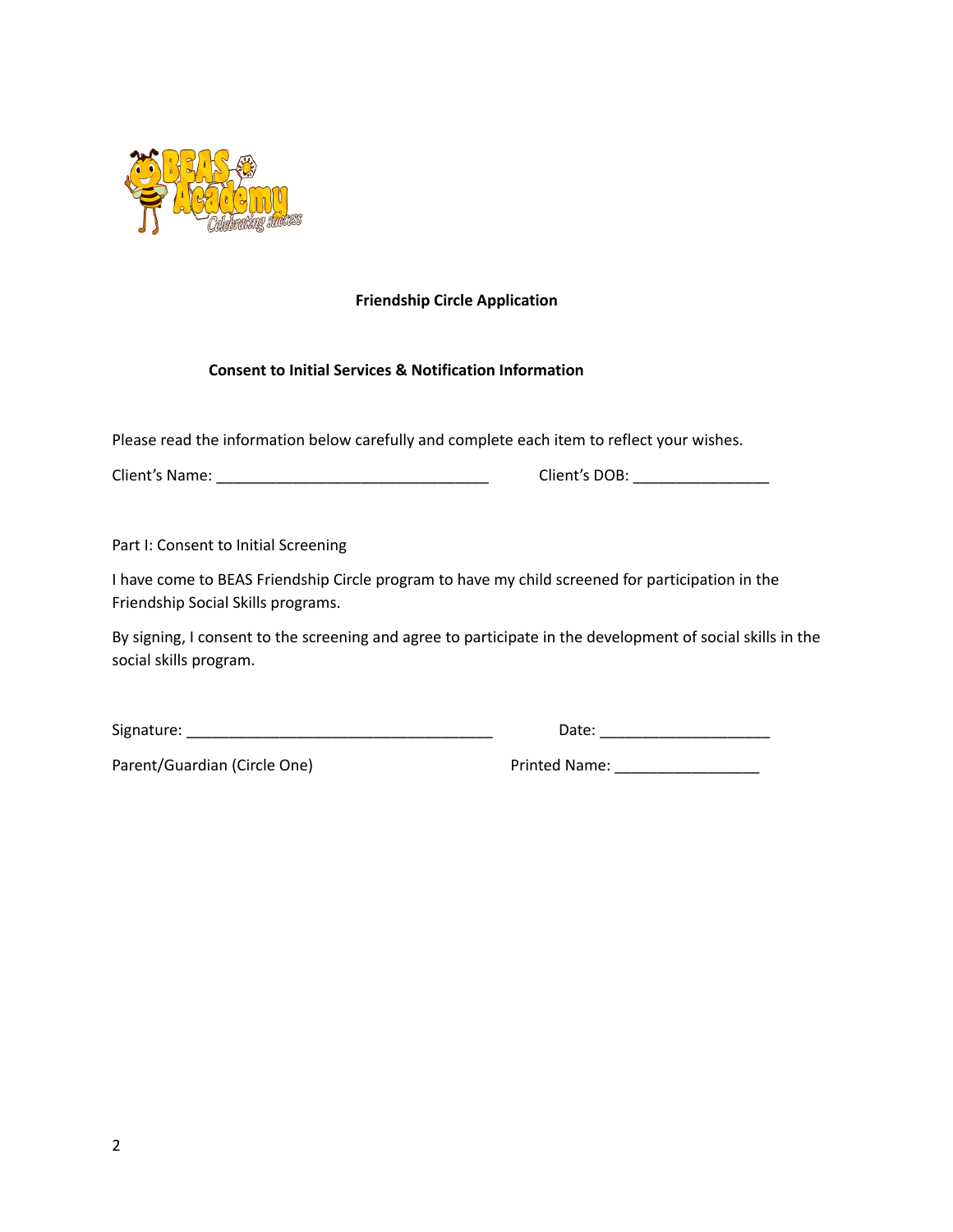**Friendship Circle Application**

**Consent to Initial Services & Notification Information**

Please read the information below carefully and complete each item to reflect your wishes.

Client's Name: ________________________________ Client's DOB: ________________

Part I: Consent to Initial Screening

I have come to BEAS Friendship Circle program to have my child screened for participation in the Friendship Social Skills programs.

By signing, I consent to the screening and agree to participate in the development of social skills in the social skills program.

Signature: ____________________________________ Date: ____________________

Parent/Guardian (Circle One) Printed Name: _________________